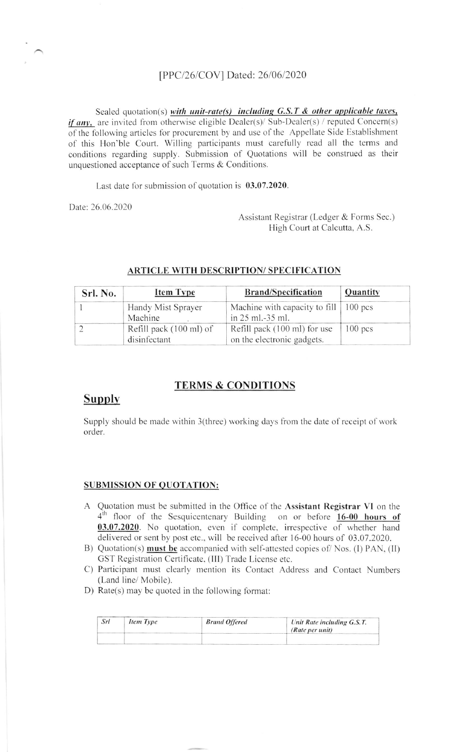[PPC/26/COV] Dated: 26/06/2020

Sealed quotation(s) ***with unit-rate(s) including G.S.T & other applicable taxes, if any,*** are invited from otherwise eligible Dealer(s)/ Sub-Dealer(s) / reputed Concern(s) of the following articles for procurement by and use of the Appellate Side Establishment of this Hon'ble Court. Willing participants must carefully read all the terms and conditions regarding supply. Submission of Quotations will be construed as their unquestioned acceptance of such Terms & Conditions.

Last date for submission of quotation is **03.07.2020**.

Date: 26.06.2020

Assistant Registrar (Ledger & Forms Sec.)
High Court at Calcutta, A.S.

## ARTICLE WITH DESCRIPTION/ SPECIFICATION

| Srl. No. | Item Type | Brand/Specification | Quantity |
|---|---|---|---|
| 1 | Handy Mist Sprayer Machine | Machine with capacity to fill in 25 ml.-35 ml. | 100 pcs |
| 2 | Refill pack (100 ml) of disinfectant | Refill pack (100 ml) for use on the electronic gadgets. | 100 pcs |

## TERMS & CONDITIONS

### Supply

Supply should be made within 3(three) working days from the date of receipt of work order.

### SUBMISSION OF QUOTATION:

A Quotation must be submitted in the Office of the **Assistant Registrar VI** on the 4th floor of the Sesquicentenary Building on or before **16-00 hours of 03.07.2020**. No quotation, even if complete, irrespective of whether hand delivered or sent by post etc., will be received after 16-00 hours of 03.07.2020.

B) Quotation(s) **must be** accompanied with self-attested copies of/ Nos. (I) PAN, (II) GST Registration Certificate, (III) Trade License etc.

C) Participant must clearly mention its Contact Address and Contact Numbers (Land line/ Mobile).

D) Rate(s) may be quoted in the following format:

| *Srl* | *Item Type* | *Brand Offered* | *Unit Rate including G.S.T. (Rate per unit)* |
|---|---|---|---|
| | | | |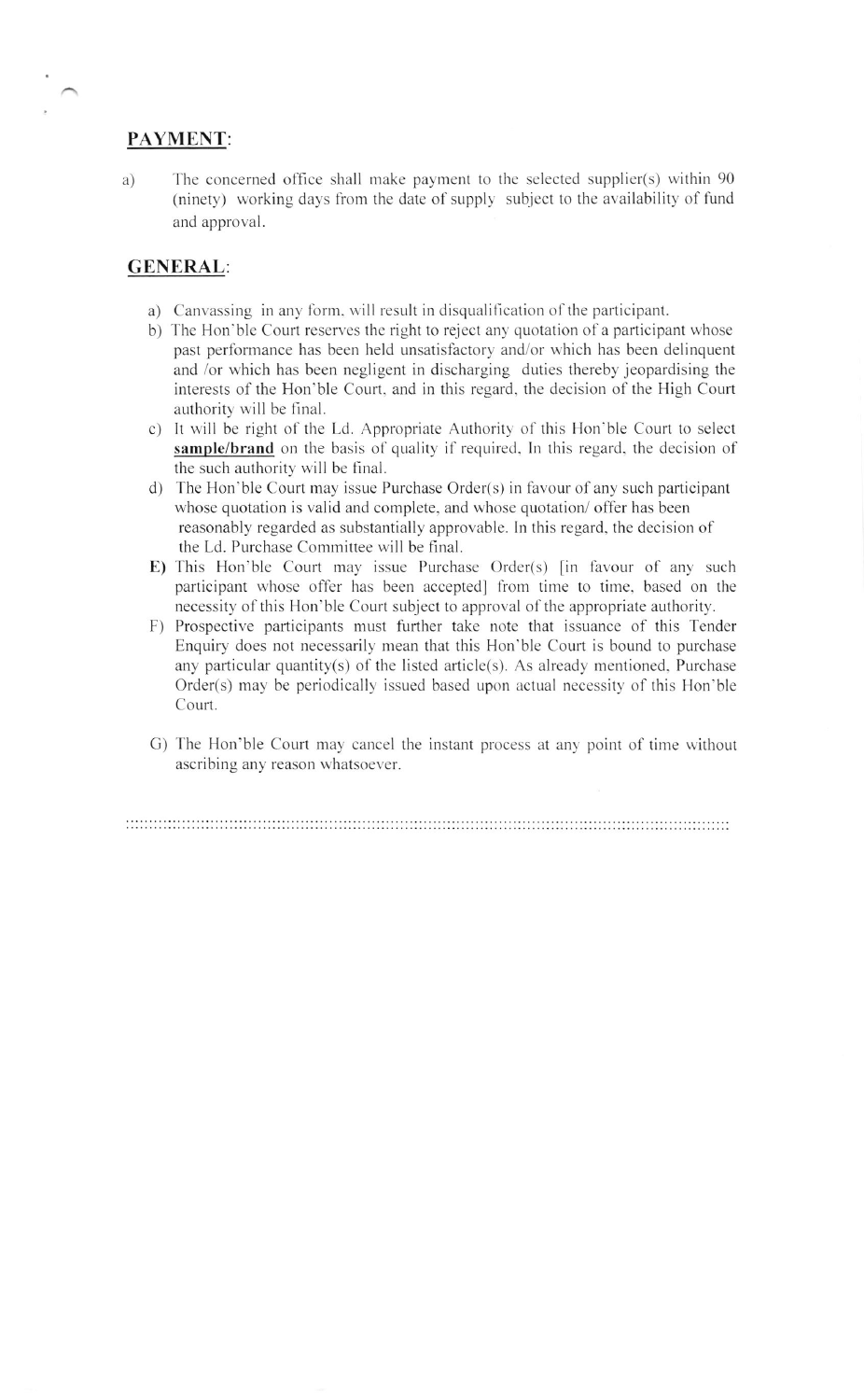## PAYMENT:

a) The concerned office shall make payment to the selected supplier(s) within 90 (ninety) working days from the date of supply subject to the availability of fund and approval.

## GENERAL:

a) Canvassing in any form, will result in disqualification of the participant.

b) The Hon'ble Court reserves the right to reject any quotation of a participant whose past performance has been held unsatisfactory and/or which has been delinquent and /or which has been negligent in discharging duties thereby jeopardising the interests of the Hon'ble Court, and in this regard, the decision of the High Court authority will be final.

c) It will be right of the Ld. Appropriate Authority of this Hon'ble Court to select **sample/brand** on the basis of quality if required, In this regard, the decision of the such authority will be final.

d) The Hon'ble Court may issue Purchase Order(s) in favour of any such participant whose quotation is valid and complete, and whose quotation/ offer has been reasonably regarded as substantially approvable. In this regard, the decision of the Ld. Purchase Committee will be final.

**E)** This Hon'ble Court may issue Purchase Order(s) [in favour of any such participant whose offer has been accepted] from time to time, based on the necessity of this Hon'ble Court subject to approval of the appropriate authority.

F) Prospective participants must further take note that issuance of this Tender Enquiry does not necessarily mean that this Hon'ble Court is bound to purchase any particular quantity(s) of the listed article(s). As already mentioned, Purchase Order(s) may be periodically issued based upon actual necessity of this Hon'ble Court.

G) The Hon'ble Court may cancel the instant process at any point of time without ascribing any reason whatsoever.

::::::::::::::::::::::::::::::::::::::::::::::::::::::::::::::::::::::::::::::::::::::::::::::::::::::::::::::::::::::::::::::::::::::::